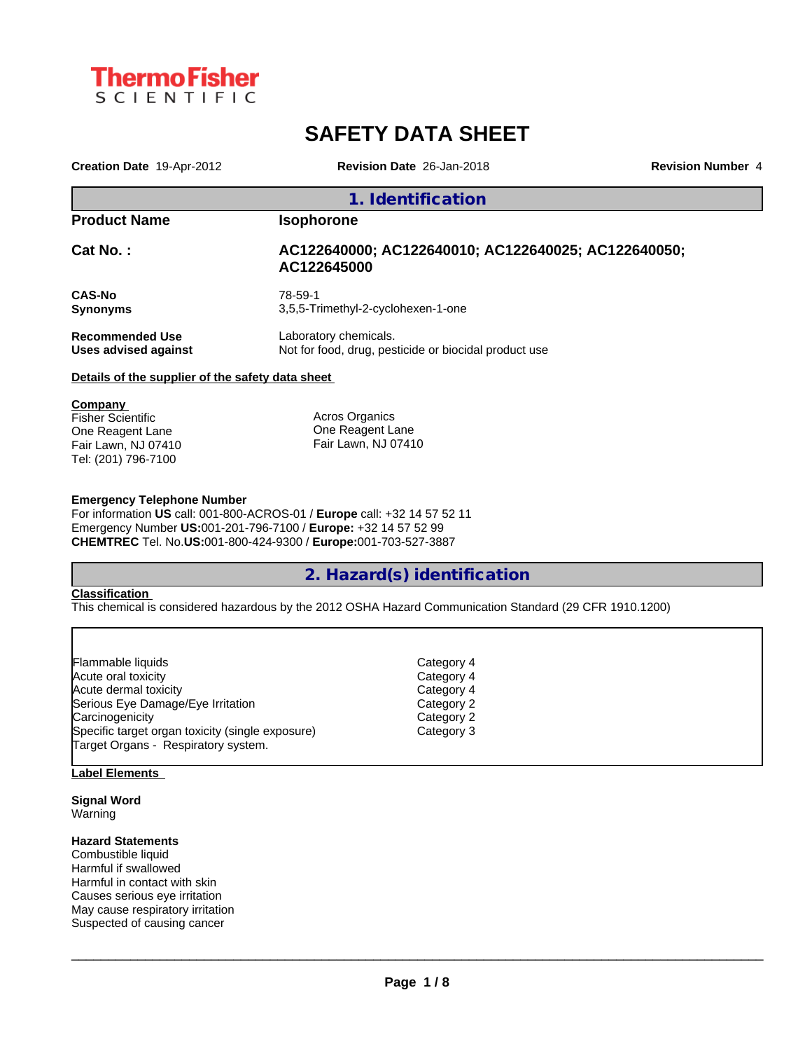Thermo Fisher SCIENTIFIC

# SAFETY DATA SHEET

**Creation Date** 19-Apr-2012 **Revision Date** 26-Jan-2018 **Revision Number** 4

## 1. Identification

| | |
|---|---|
| **Product Name** | **Isophorone** |
| **Cat No. :** | **AC122640000; AC122640010; AC122640025; AC122640050; AC122645000** |
| **CAS-No** | 78-59-1 |
| **Synonyms** | 3,5,5-Trimethyl-2-cyclohexen-1-one |
| **Recommended Use** | Laboratory chemicals. |
| **Uses advised against** | Not for food, drug, pesticide or biocidal product use |

**Details of the supplier of the safety data sheet**

**Company**

Fisher Scientific
One Reagent Lane
Fair Lawn, NJ 07410
Tel: (201) 796-7100

Acros Organics
One Reagent Lane
Fair Lawn, NJ 07410

**Emergency Telephone Number**
For information **US** call: 001-800-ACROS-01 / **Europe** call: +32 14 57 52 11
Emergency Number **US:**001-201-796-7100 / **Europe:** +32 14 57 52 99
**CHEMTREC** Tel. No.**US:**001-800-424-9300 / **Europe:**001-703-527-3887

## 2. Hazard(s) identification

**Classification**
This chemical is considered hazardous by the 2012 OSHA Hazard Communication Standard (29 CFR 1910.1200)

| | |
|---|---|
| Flammable liquids | Category 4 |
| Acute oral toxicity | Category 4 |
| Acute dermal toxicity | Category 4 |
| Serious Eye Damage/Eye Irritation | Category 2 |
| Carcinogenicity | Category 2 |
| Specific target organ toxicity (single exposure) | Category 3 |
| Target Organs - Respiratory system. | |

**Label Elements**

**Signal Word**
Warning

**Hazard Statements**
Combustible liquid
Harmful if swallowed
Harmful in contact with skin
Causes serious eye irritation
May cause respiratory irritation
Suspected of causing cancer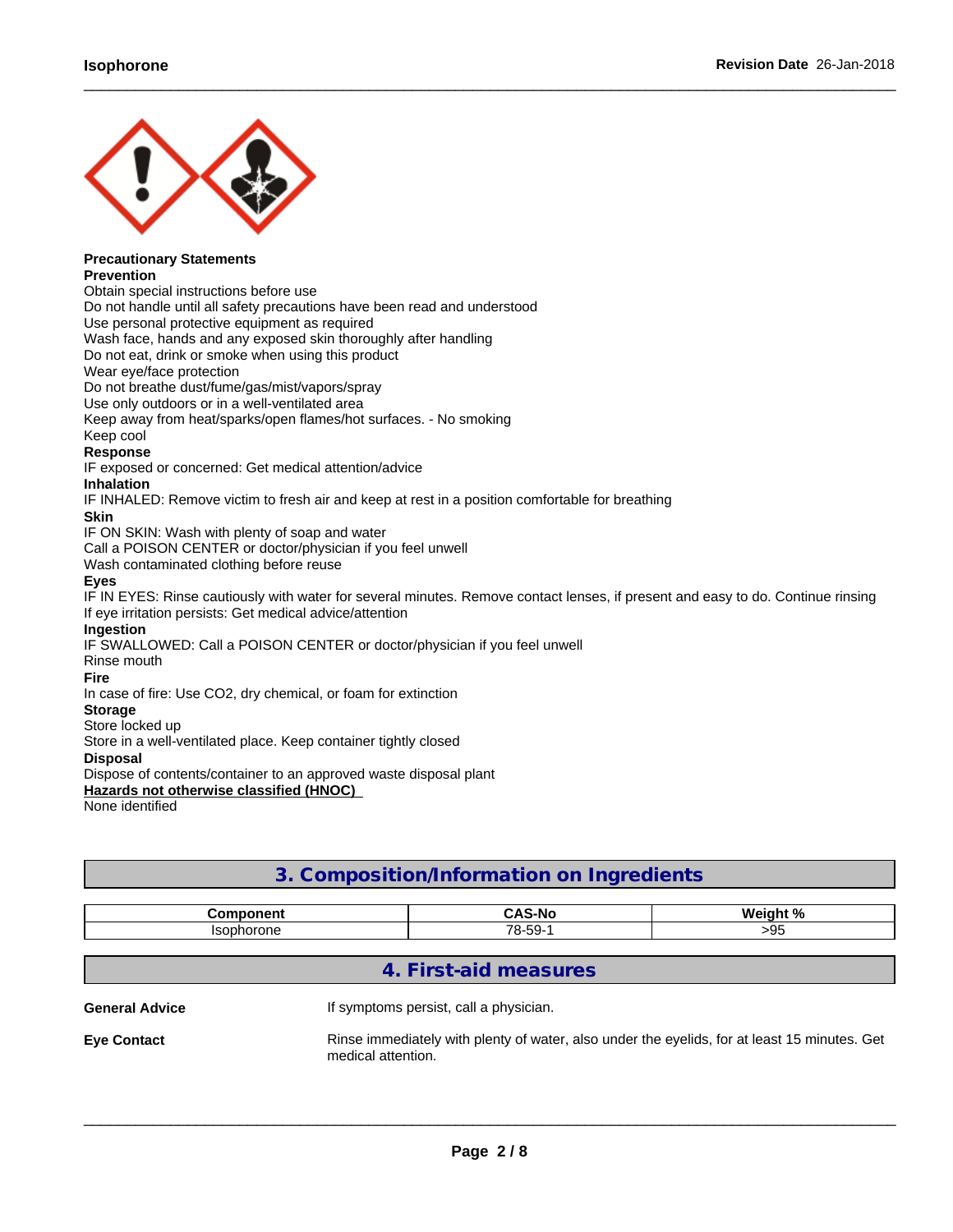**Precautionary Statements**

**Prevention**

Obtain special instructions before use
Do not handle until all safety precautions have been read and understood
Use personal protective equipment as required
Wash face, hands and any exposed skin thoroughly after handling
Do not eat, drink or smoke when using this product
Wear eye/face protection
Do not breathe dust/fume/gas/mist/vapors/spray
Use only outdoors or in a well-ventilated area
Keep away from heat/sparks/open flames/hot surfaces. - No smoking
Keep cool

**Response**

IF exposed or concerned: Get medical attention/advice

**Inhalation**

IF INHALED: Remove victim to fresh air and keep at rest in a position comfortable for breathing

**Skin**

IF ON SKIN: Wash with plenty of soap and water
Call a POISON CENTER or doctor/physician if you feel unwell
Wash contaminated clothing before reuse

**Eyes**

IF IN EYES: Rinse cautiously with water for several minutes. Remove contact lenses, if present and easy to do. Continue rinsing
If eye irritation persists: Get medical advice/attention

**Ingestion**

IF SWALLOWED: Call a POISON CENTER or doctor/physician if you feel unwell
Rinse mouth

**Fire**

In case of fire: Use CO2, dry chemical, or foam for extinction

**Storage**

Store locked up
Store in a well-ventilated place. Keep container tightly closed

**Disposal**

Dispose of contents/container to an approved waste disposal plant

**Hazards not otherwise classified (HNOC)**

None identified

## 3. Composition/Information on Ingredients

| Component | CAS-No | Weight % |
| --- | --- | --- |
| Isophorone | 78-59-1 | >95 |

## 4. First-aid measures

**General Advice** If symptoms persist, call a physician.

**Eye Contact** Rinse immediately with plenty of water, also under the eyelids, for at least 15 minutes. Get medical attention.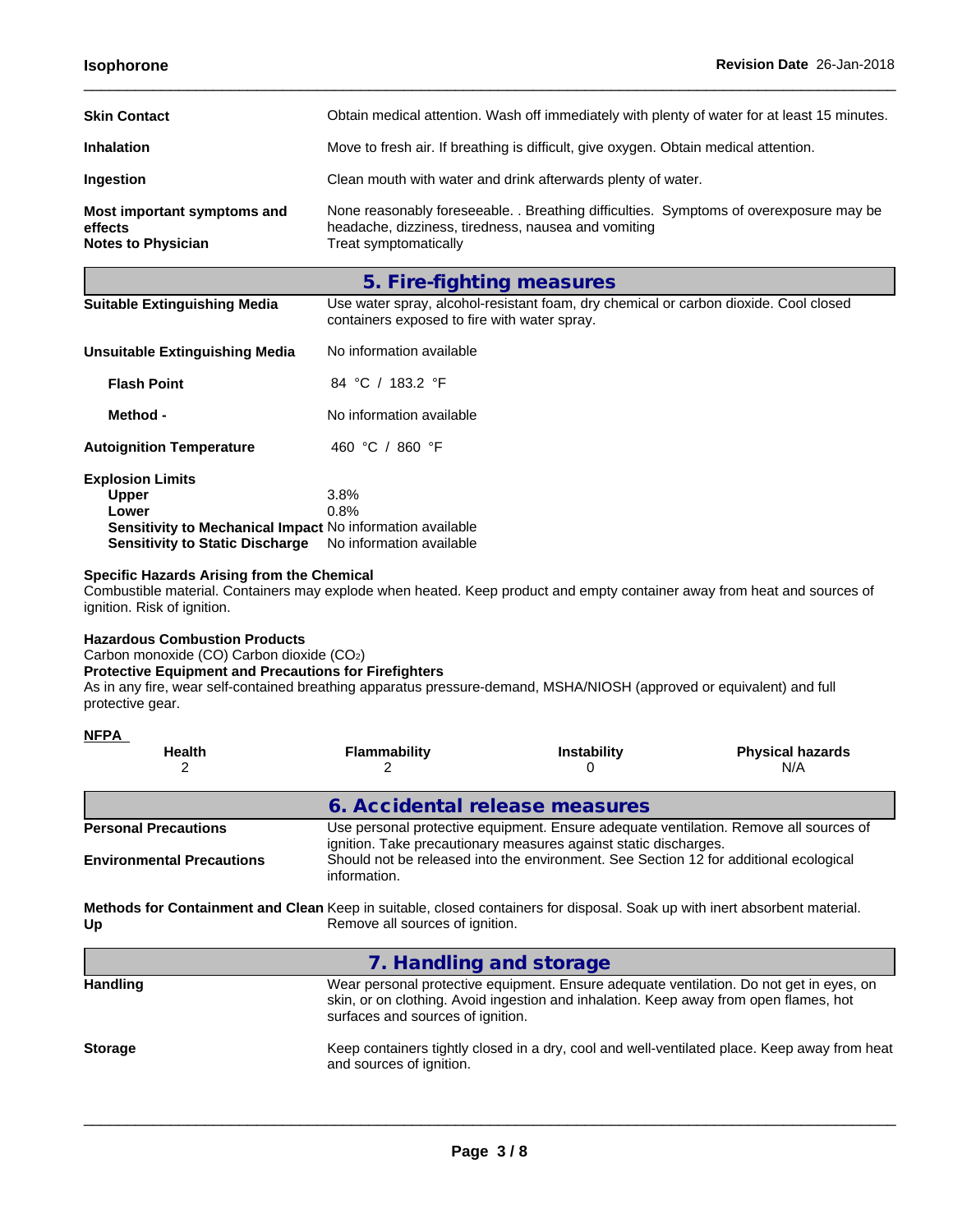**Skin Contact**: Obtain medical attention. Wash off immediately with plenty of water for at least 15 minutes.

**Inhalation**: Move to fresh air. If breathing is difficult, give oxygen. Obtain medical attention.

**Ingestion**: Clean mouth with water and drink afterwards plenty of water.

**Most important symptoms and effects**: None reasonably foreseeable. . Breathing difficulties. Symptoms of overexposure may be headache, dizziness, tiredness, nausea and vomiting

**Notes to Physician**: Treat symptomatically

## 5. Fire-fighting measures

**Suitable Extinguishing Media**: Use water spray, alcohol-resistant foam, dry chemical or carbon dioxide. Cool closed containers exposed to fire with water spray.

**Unsuitable Extinguishing Media**: No information available

**Flash Point**: 84 °C / 183.2 °F

**Method -**: No information available

**Autoignition Temperature**: 460 °C / 860 °F

**Explosion Limits**

- **Upper**: 3.8%
- **Lower**: 0.8%
- **Sensitivity to Mechanical Impact**: No information available
- **Sensitivity to Static Discharge**: No information available

**Specific Hazards Arising from the Chemical**

Combustible material. Containers may explode when heated. Keep product and empty container away from heat and sources of ignition. Risk of ignition.

**Hazardous Combustion Products**

Carbon monoxide (CO) Carbon dioxide ($CO_2$)

**Protective Equipment and Precautions for Firefighters**

As in any fire, wear self-contained breathing apparatus pressure-demand, MSHA/NIOSH (approved or equivalent) and full protective gear.

**NFPA**

| Health | Flammability | Instability | Physical hazards |
|---|---|---|---|
| 2 | 2 | 0 | N/A |

## 6. Accidental release measures

**Personal Precautions**: Use personal protective equipment. Ensure adequate ventilation. Remove all sources of ignition. Take precautionary measures against static discharges.

**Environmental Precautions**: Should not be released into the environment. See Section 12 for additional ecological information.

**Methods for Containment and Clean Up**: Keep in suitable, closed containers for disposal. Soak up with inert absorbent material. Remove all sources of ignition.

## 7. Handling and storage

**Handling**: Wear personal protective equipment. Ensure adequate ventilation. Do not get in eyes, on skin, or on clothing. Avoid ingestion and inhalation. Keep away from open flames, hot surfaces and sources of ignition.

**Storage**: Keep containers tightly closed in a dry, cool and well-ventilated place. Keep away from heat and sources of ignition.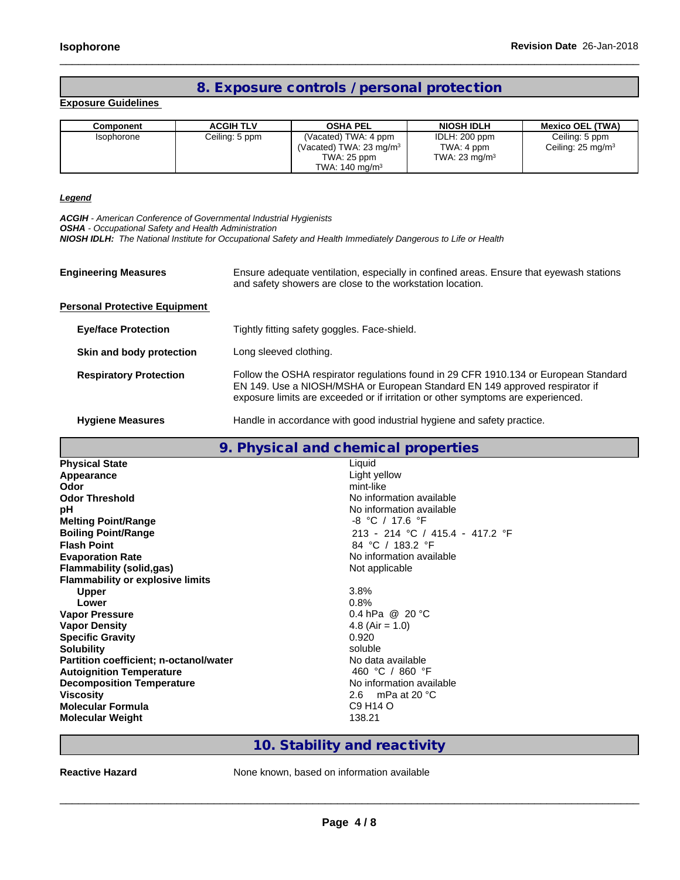## 8. Exposure controls / personal protection

**Exposure Guidelines**

| Component | ACGIH TLV | OSHA PEL | NIOSH IDLH | Mexico OEL (TWA) |
|---|---|---|---|---|
| Isophorone | Ceiling: 5 ppm | (Vacated) TWA: 4 ppm<br>(Vacated) TWA: 23 mg/m³<br>TWA: 25 ppm<br>TWA: 140 mg/m³ | IDLH: 200 ppm<br>TWA: 4 ppm<br>TWA: 23 mg/m³ | Ceiling: 5 ppm<br>Ceiling: 25 mg/m³ |

***Legend***

***ACGIH** - American Conference of Governmental Industrial Hygienists*
***OSHA** - Occupational Safety and Health Administration*
***NIOSH IDLH:** The National Institute for Occupational Safety and Health Immediately Dangerous to Life or Health*

**Engineering Measures** Ensure adequate ventilation, especially in confined areas. Ensure that eyewash stations and safety showers are close to the workstation location.

**Personal Protective Equipment**

**Eye/face Protection** Tightly fitting safety goggles. Face-shield.

**Skin and body protection** Long sleeved clothing.

**Respiratory Protection** Follow the OSHA respirator regulations found in 29 CFR 1910.134 or European Standard EN 149. Use a NIOSH/MSHA or European Standard EN 149 approved respirator if exposure limits are exceeded or if irritation or other symptoms are experienced.

**Hygiene Measures** Handle in accordance with good industrial hygiene and safety practice.

## 9. Physical and chemical properties

| | |
|---|---|
| **Physical State** | Liquid |
| **Appearance** | Light yellow |
| **Odor** | mint-like |
| **Odor Threshold** | No information available |
| **pH** | No information available |
| **Melting Point/Range** | -8 °C / 17.6 °F |
| **Boiling Point/Range** | 213 - 214 °C / 415.4 - 417.2 °F |
| **Flash Point** | 84 °C / 183.2 °F |
| **Evaporation Rate** | No information available |
| **Flammability (solid,gas)** | Not applicable |
| **Flammability or explosive limits** | |
| **Upper** | 3.8% |
| **Lower** | 0.8% |
| **Vapor Pressure** | 0.4 hPa @ 20 °C |
| **Vapor Density** | 4.8 (Air = 1.0) |
| **Specific Gravity** | 0.920 |
| **Solubility** | soluble |
| **Partition coefficient; n-octanol/water** | No data available |
| **Autoignition Temperature** | 460 °C / 860 °F |
| **Decomposition Temperature** | No information available |
| **Viscosity** | 2.6 mPa at 20 °C |
| **Molecular Formula** | $C_9 H_{14} O$ |
| **Molecular Weight** | 138.21 |

## 10. Stability and reactivity

**Reactive Hazard** None known, based on information available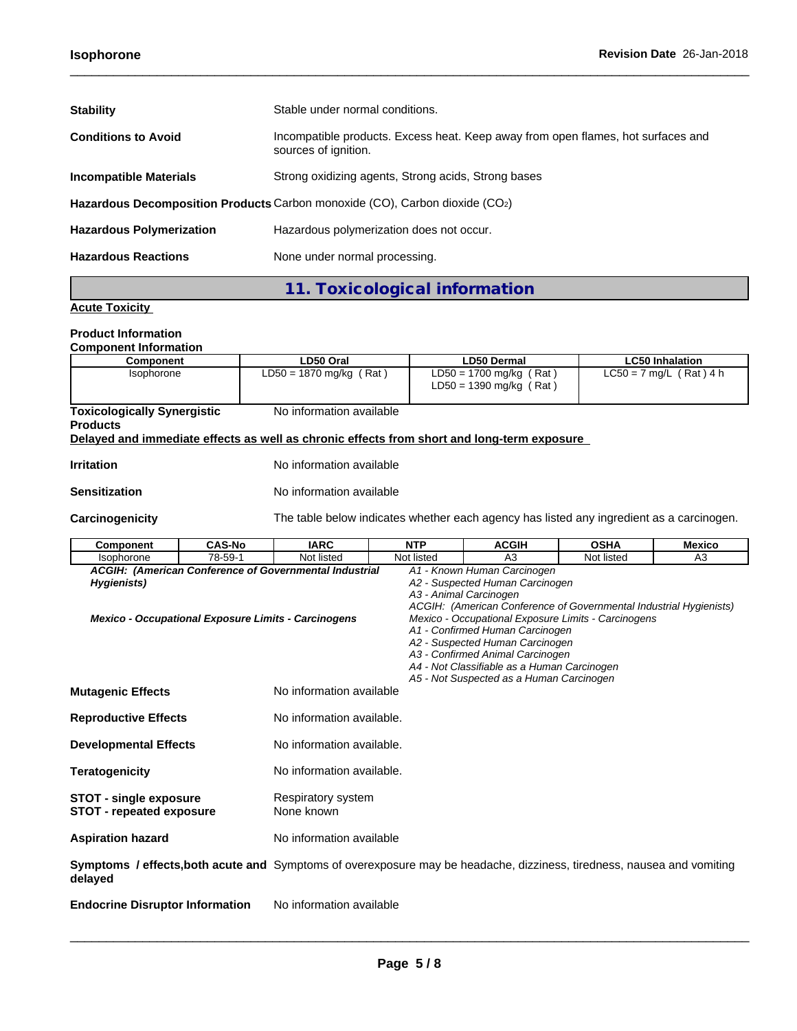| | |
|---|---|
| **Stability** | Stable under normal conditions. |
| **Conditions to Avoid** | Incompatible products. Excess heat. Keep away from open flames, hot surfaces and sources of ignition. |
| **Incompatible Materials** | Strong oxidizing agents, Strong acids, Strong bases |
| **Hazardous Decomposition Products** | Carbon monoxide (CO), Carbon dioxide ($CO_2$) |
| **Hazardous Polymerization** | Hazardous polymerization does not occur. |
| **Hazardous Reactions** | None under normal processing. |

## 11. Toxicological information

**Acute Toxicity**

**Product Information**

**Component Information**

| Component | LD50 Oral | LD50 Dermal | LC50 Inhalation |
|---|---|---|---|
| Isophorone | LD50 = 1870 mg/kg ( Rat ) | LD50 = 1700 mg/kg ( Rat )<br>LD50 = 1390 mg/kg ( Rat ) | LC50 = 7 mg/L ( Rat ) 4 h |

**Toxicologically Synergistic Products** No information available

**Delayed and immediate effects as well as chronic effects from short and long-term exposure**

**Irritation** No information available

**Sensitization** No information available

**Carcinogenicity** The table below indicates whether each agency has listed any ingredient as a carcinogen.

| Component | CAS-No | IARC | NTP | ACGIH | OSHA | Mexico |
|---|---|---|---|---|---|---|
| Isophorone | 78-59-1 | Not listed | Not listed | A3 | Not listed | A3 |

*ACGIH: (American Conference of Governmental Industrial Hygienists)*
*A1 - Known Human Carcinogen*
*A2 - Suspected Human Carcinogen*
*A3 - Animal Carcinogen*

*Mexico - Occupational Exposure Limits - Carcinogens*
*ACGIH: (American Conference of Governmental Industrial Hygienists)*
*Mexico - Occupational Exposure Limits - Carcinogens*
*A1 - Confirmed Human Carcinogen*
*A2 - Suspected Human Carcinogen*
*A3 - Confirmed Animal Carcinogen*
*A4 - Not Classifiable as a Human Carcinogen*
*A5 - Not Suspected as a Human Carcinogen*

**Mutagenic Effects** No information available

**Reproductive Effects** No information available.

**Developmental Effects** No information available.

**Teratogenicity** No information available.

**STOT - single exposure** Respiratory system
**STOT - repeated exposure** None known

**Aspiration hazard** No information available

**Symptoms / effects,both acute and delayed** Symptoms of overexposure may be headache, dizziness, tiredness, nausea and vomiting

**Endocrine Disruptor Information** No information available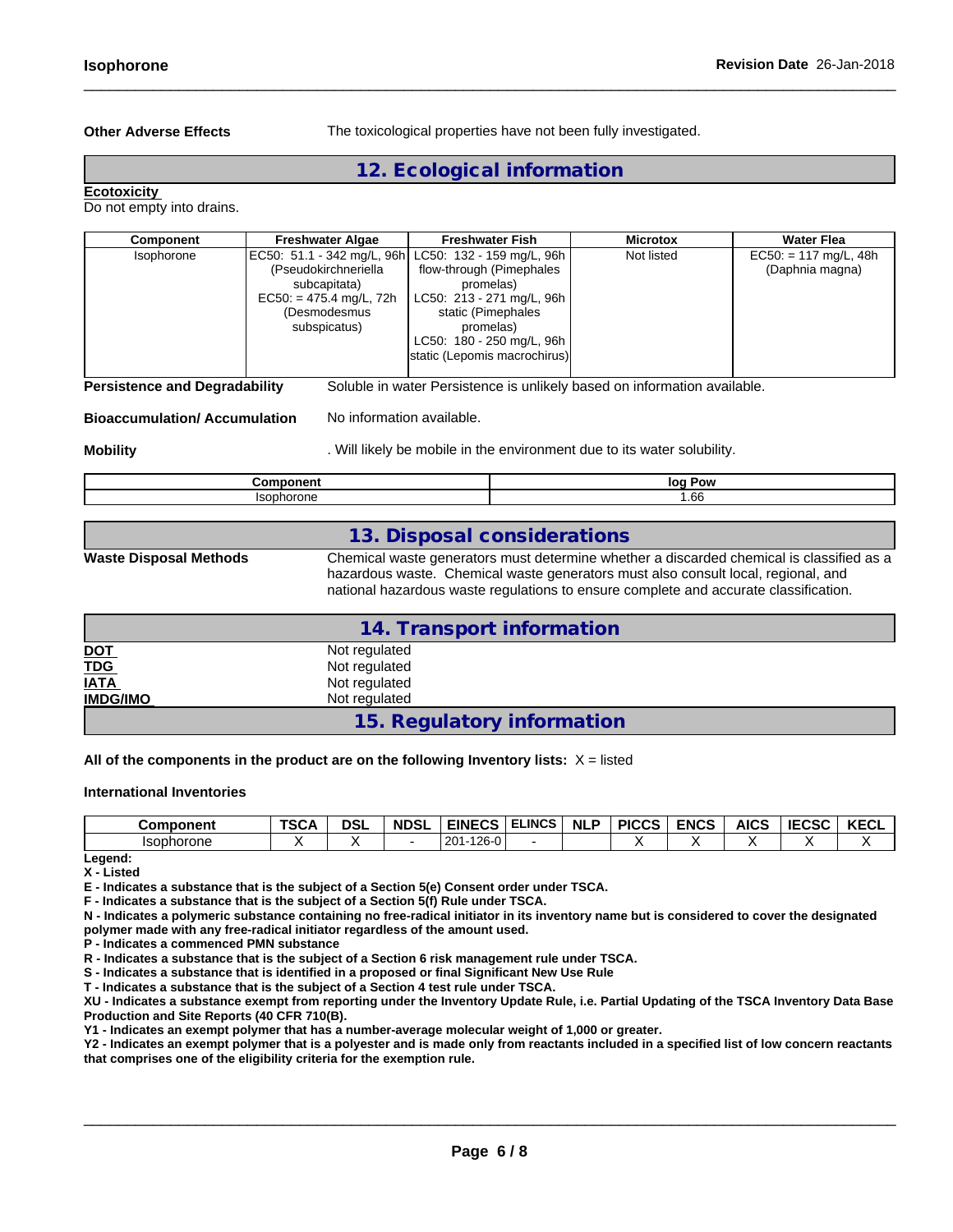**Other Adverse Effects** The toxicological properties have not been fully investigated.

## 12. Ecological information

**Ecotoxicity**
Do not empty into drains.

| Component | Freshwater Algae | Freshwater Fish | Microtox | Water Flea |
|---|---|---|---|---|
| Isophorone | EC50: 51.1 - 342 mg/L, 96h (Pseudokirchneriella subcapitata) EC50: = 475.4 mg/L, 72h (Desmodesmus subspicatus) | LC50: 132 - 159 mg/L, 96h flow-through (Pimephales promelas) LC50: 213 - 271 mg/L, 96h static (Pimephales promelas) LC50: 180 - 250 mg/L, 96h static (Lepomis macrochirus) | Not listed | EC50: = 117 mg/L, 48h (Daphnia magna) |

**Persistence and Degradability** Soluble in water Persistence is unlikely based on information available.

**Bioaccumulation/ Accumulation** No information available.

**Mobility** . Will likely be mobile in the environment due to its water solubility.

| Component | log Pow |
|---|---|
| Isophorone | 1.66 |

## 13. Disposal considerations

**Waste Disposal Methods** Chemical waste generators must determine whether a discarded chemical is classified as a hazardous waste. Chemical waste generators must also consult local, regional, and national hazardous waste regulations to ensure complete and accurate classification.

## 14. Transport information

**DOT** Not regulated
**TDG** Not regulated
**IATA** Not regulated
**IMDG/IMO** Not regulated

## 15. Regulatory information

**All of the components in the product are on the following Inventory lists:** X = listed

**International Inventories**

| Component | TSCA | DSL | NDSL | EINECS | ELINCS | NLP | PICCS | ENCS | AICS | IECSC | KECL |
|---|---|---|---|---|---|---|---|---|---|---|---|
| Isophorone | X | X | - | 201-126-0 | - | | X | X | X | X | X |

**Legend:**
**X - Listed**
**E - Indicates a substance that is the subject of a Section 5(e) Consent order under TSCA.**
**F - Indicates a substance that is the subject of a Section 5(f) Rule under TSCA.**
**N - Indicates a polymeric substance containing no free-radical initiator in its inventory name but is considered to cover the designated polymer made with any free-radical initiator regardless of the amount used.**
**P - Indicates a commenced PMN substance**
**R - Indicates a substance that is the subject of a Section 6 risk management rule under TSCA.**
**S - Indicates a substance that is identified in a proposed or final Significant New Use Rule**
**T - Indicates a substance that is the subject of a Section 4 test rule under TSCA.**
**XU - Indicates a substance exempt from reporting under the Inventory Update Rule, i.e. Partial Updating of the TSCA Inventory Data Base Production and Site Reports (40 CFR 710(B).**
**Y1 - Indicates an exempt polymer that has a number-average molecular weight of 1,000 or greater.**
**Y2 - Indicates an exempt polymer that is a polyester and is made only from reactants included in a specified list of low concern reactants that comprises one of the eligibility criteria for the exemption rule.**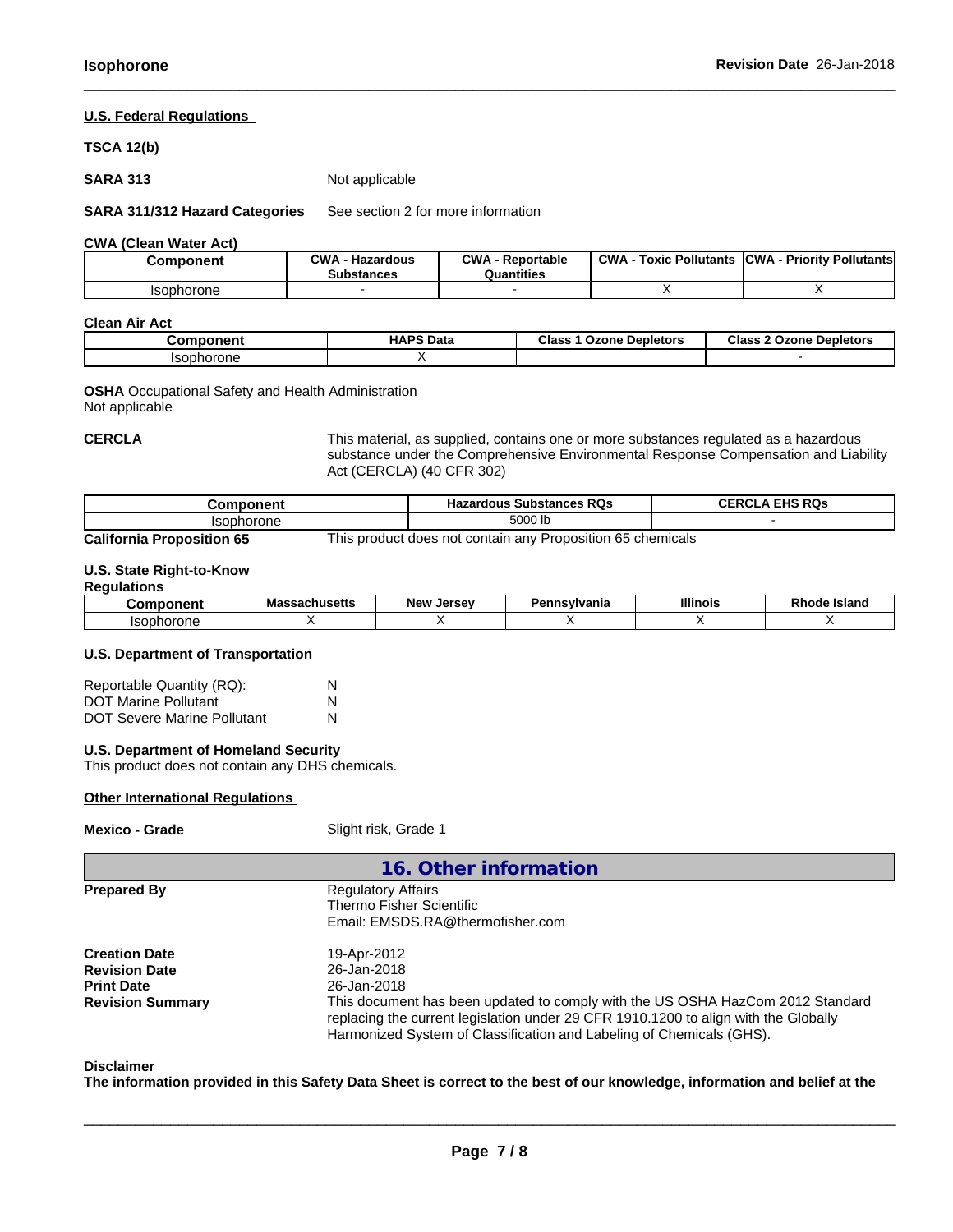#### U.S. Federal Regulations

**TSCA 12(b)**

**SARA 313** Not applicable

**SARA 311/312 Hazard Categories** See section 2 for more information

**CWA (Clean Water Act)**

| Component | CWA - Hazardous Substances | CWA - Reportable Quantities | CWA - Toxic Pollutants | CWA - Priority Pollutants |
|---|---|---|---|---|
| Isophorone | - | - | X | X |

**Clean Air Act**

| Component | HAPS Data | Class 1 Ozone Depletors | Class 2 Ozone Depletors |
|---|---|---|---|
| Isophorone | X | | - |

**OSHA** Occupational Safety and Health Administration
Not applicable

**CERCLA** This material, as supplied, contains one or more substances regulated as a hazardous substance under the Comprehensive Environmental Response Compensation and Liability Act (CERCLA) (40 CFR 302)

| Component | Hazardous Substances RQs | CERCLA EHS RQs |
|---|---|---|
| Isophorone | 5000 lb | - |

**California Proposition 65** This product does not contain any Proposition 65 chemicals

**U.S. State Right-to-Know Regulations**

| Component | Massachusetts | New Jersey | Pennsylvania | Illinois | Rhode Island |
|---|---|---|---|---|---|
| Isophorone | X | X | X | X | X |

**U.S. Department of Transportation**

Reportable Quantity (RQ): N
DOT Marine Pollutant N
DOT Severe Marine Pollutant N

**U.S. Department of Homeland Security**
This product does not contain any DHS chemicals.

#### Other International Regulations

**Mexico - Grade** Slight risk, Grade 1

## 16. Other information

**Prepared By** Regulatory Affairs
Thermo Fisher Scientific
Email: EMSDS.RA@thermofisher.com

**Creation Date** 19-Apr-2012
**Revision Date** 26-Jan-2018
**Print Date** 26-Jan-2018
**Revision Summary** This document has been updated to comply with the US OSHA HazCom 2012 Standard replacing the current legislation under 29 CFR 1910.1200 to align with the Globally Harmonized System of Classification and Labeling of Chemicals (GHS).

**Disclaimer**
**The information provided in this Safety Data Sheet is correct to the best of our knowledge, information and belief at the**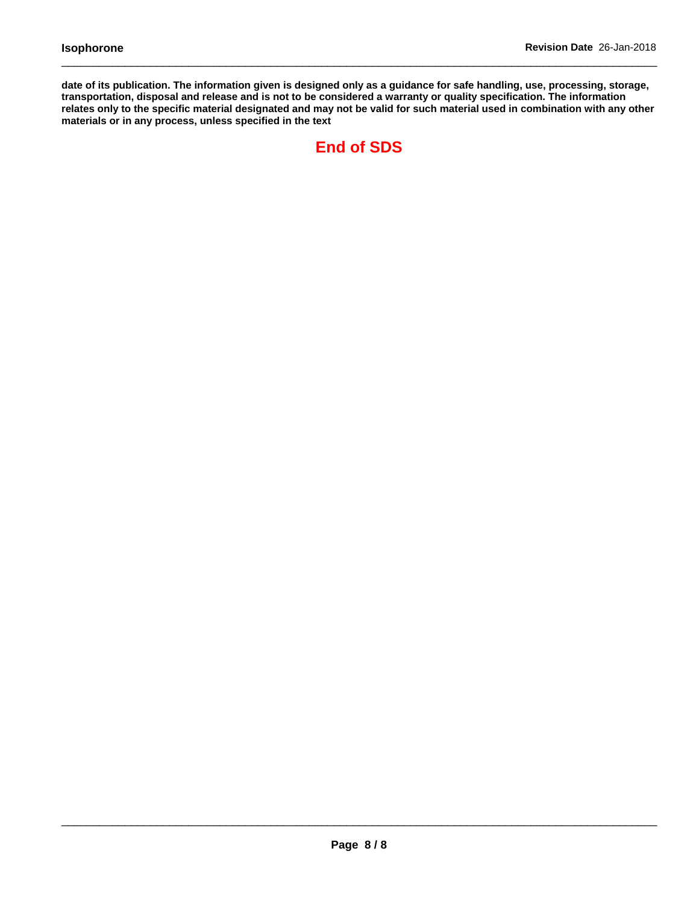**date of its publication. The information given is designed only as a guidance for safe handling, use, processing, storage, transportation, disposal and release and is not to be considered a warranty or quality specification. The information relates only to the specific material designated and may not be valid for such material used in combination with any other materials or in any process, unless specified in the text**

## End of SDS